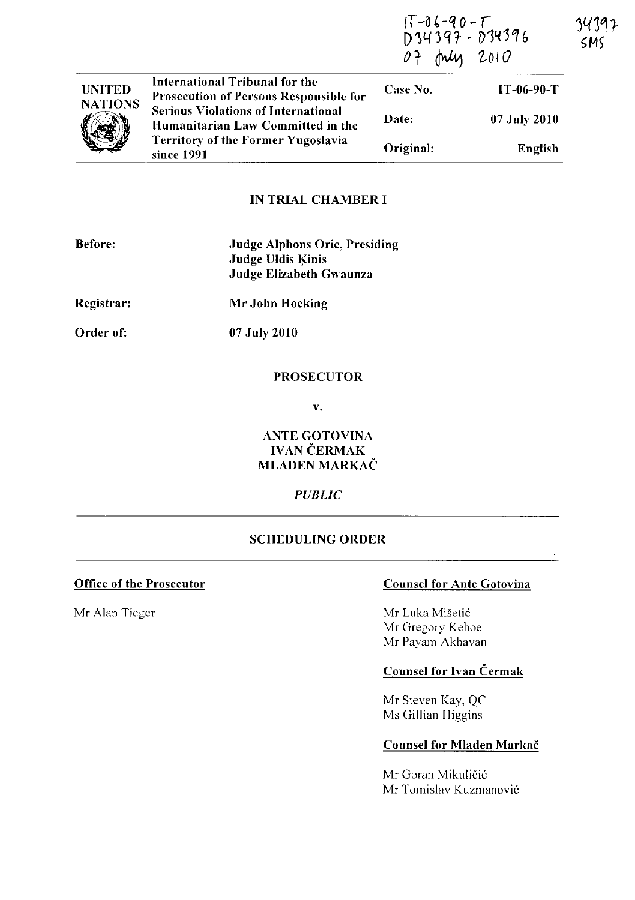IT-06-90-T
D34397 - D34396
07 July 2010

34397
SMS

| UNITED NATIONS | International Tribunal for the Prosecution of Persons Responsible for Serious Violations of International Humanitarian Law Committed in the Territory of the Former Yugoslavia since 1991 | Case No. | IT-06-90-T |
|---|---|---|---|
| | | Date: | 07 July 2010 |
| | | Original: | English |

## IN TRIAL CHAMBER I

**Before:** **Judge Alphons Orie, Presiding**
**Judge Uldis Ķinis**
**Judge Elizabeth Gwaunza**

**Registrar:** **Mr John Hocking**

**Order of:** **07 July 2010**

**PROSECUTOR**

**v.**

**ANTE GOTOVINA**
**IVAN ČERMAK**
**MLADEN MARKAČ**

***PUBLIC***

## SCHEDULING ORDER

**Office of the Prosecutor**

Mr Alan Tieger

**Counsel for Ante Gotovina**

Mr Luka Mišetić
Mr Gregory Kehoe
Mr Payam Akhavan

**Counsel for Ivan Čermak**

Mr Steven Kay, QC
Ms Gillian Higgins

**Counsel for Mladen Markač**

Mr Goran Mikuličić
Mr Tomislav Kuzmanović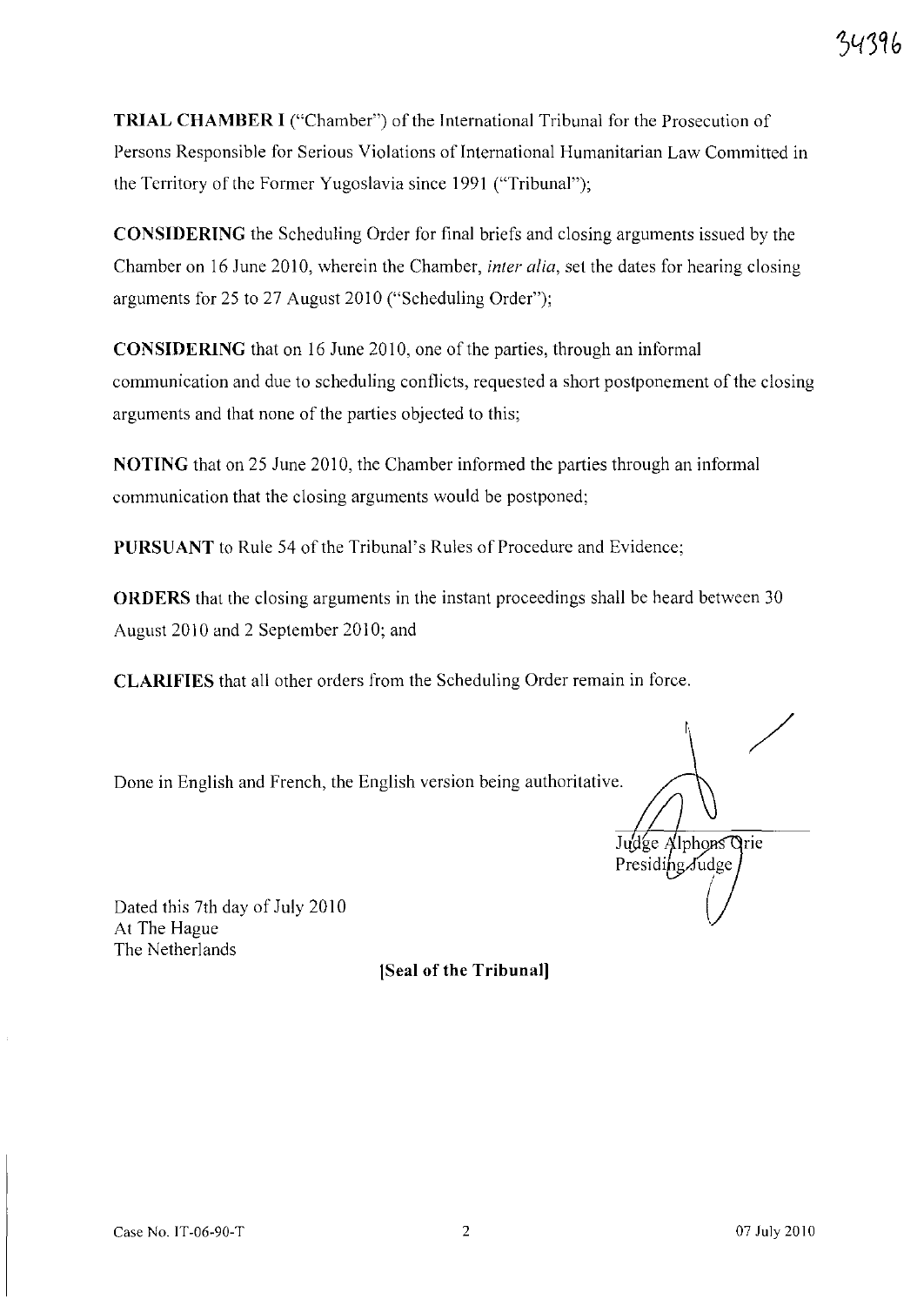**TRIAL CHAMBER I** ("Chamber") of the International Tribunal for the Prosecution of Persons Responsible for Serious Violations of International Humanitarian Law Committed in the Territory of the Former Yugoslavia since 1991 ("Tribunal");

**CONSIDERING** the Scheduling Order for final briefs and closing arguments issued by the Chamber on 16 June 2010, wherein the Chamber, *inter alia*, set the dates for hearing closing arguments for 25 to 27 August 2010 ("Scheduling Order");

**CONSIDERING** that on 16 June 2010, one of the parties, through an informal communication and due to scheduling conflicts, requested a short postponement of the closing arguments and that none of the parties objected to this;

**NOTING** that on 25 June 2010, the Chamber informed the parties through an informal communication that the closing arguments would be postponed;

**PURSUANT** to Rule 54 of the Tribunal's Rules of Procedure and Evidence;

**ORDERS** that the closing arguments in the instant proceedings shall be heard between 30 August 2010 and 2 September 2010; and

**CLARIFIES** that all other orders from the Scheduling Order remain in force.

Done in English and French, the English version being authoritative.

Judge Alphons Orie
Presiding Judge

Dated this 7th day of July 2010
At The Hague
The Netherlands

**[Seal of the Tribunal]**